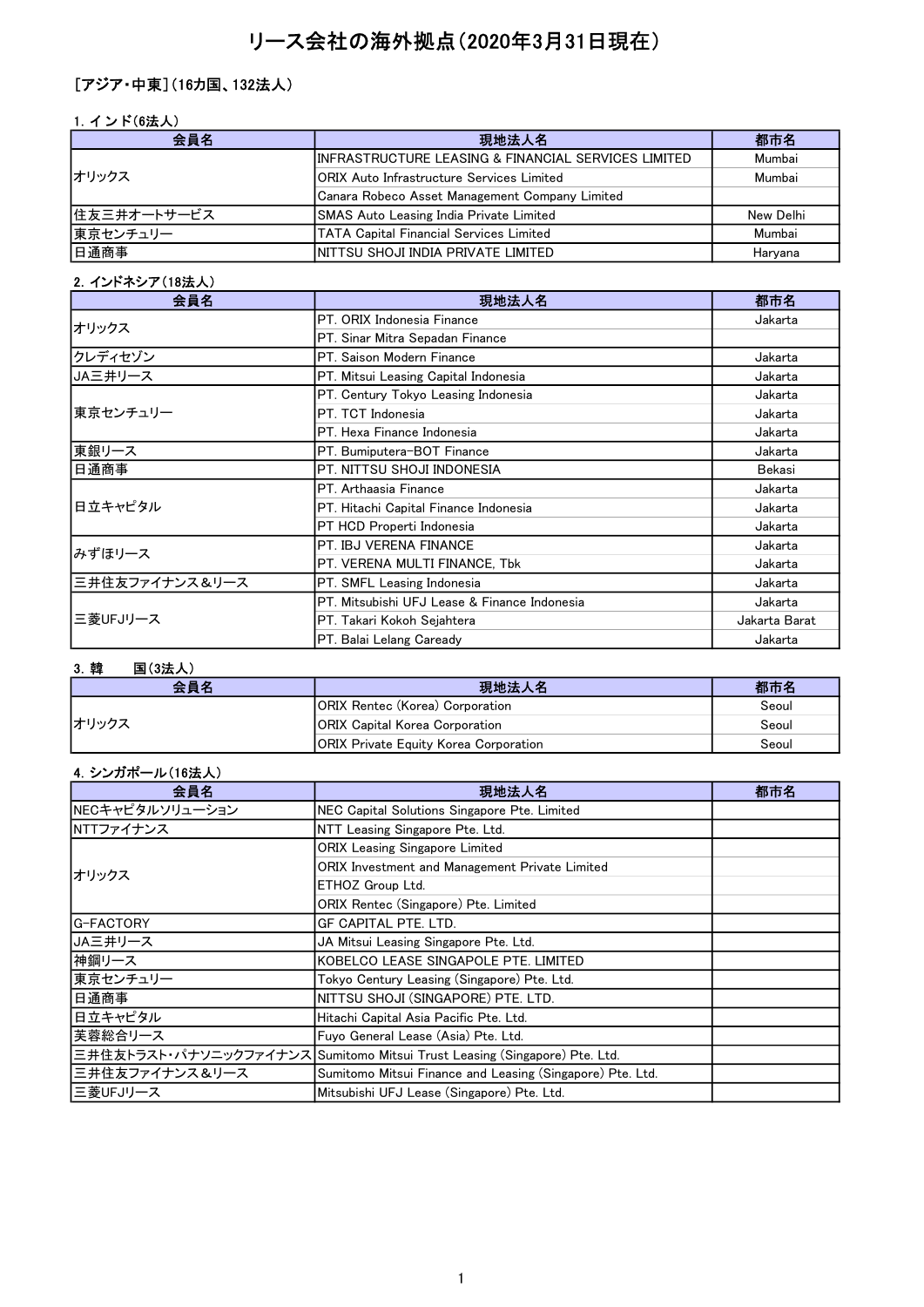# リース会社の海外拠点（2020年3月31日現在）

［アジア・中東］（16カ国、132法人）

1. インド(6法人)

| 会員名 | 現地法人名 | 都市名 |
|---|---|---|
| オリックス | INFRASTRUCTURE LEASING & FINANCIAL SERVICES LIMITED | Mumbai |
| | ORIX Auto Infrastructure Services Limited | Mumbai |
| | Canara Robeco Asset Management Company Limited | |
| 住友三井オートサービス | SMAS Auto Leasing India Private Limited | New Delhi |
| 東京センチュリー | TATA Capital Financial Services Limited | Mumbai |
| 日通商事 | NITTSU SHOJI INDIA PRIVATE LIMITED | Haryana |

2. インドネシア（18法人）

| 会員名 | 現地法人名 | 都市名 |
|---|---|---|
| オリックス | PT. ORIX Indonesia Finance | Jakarta |
| | PT. Sinar Mitra Sepadan Finance | |
| クレディセゾン | PT. Saison Modern Finance | Jakarta |
| JA三井リース | PT. Mitsui Leasing Capital Indonesia | Jakarta |
| 東京センチュリー | PT. Century Tokyo Leasing Indonesia | Jakarta |
| | PT. TCT Indonesia | Jakarta |
| | PT. Hexa Finance Indonesia | Jakarta |
| 東銀リース | PT. Bumiputera-BOT Finance | Jakarta |
| 日通商事 | PT. NITTSU SHOJI INDONESIA | Bekasi |
| 日立キャピタル | PT. Arthaasia Finance | Jakarta |
| | PT. Hitachi Capital Finance Indonesia | Jakarta |
| | PT HCD Properti Indonesia | Jakarta |
| みずほリース | PT. IBJ VERENA FINANCE | Jakarta |
| | PT. VERENA MULTI FINANCE, Tbk | Jakarta |
| 三井住友ファイナンス＆リース | PT. SMFL Leasing Indonesia | Jakarta |
| 三菱UFJリース | PT. Mitsubishi UFJ Lease & Finance Indonesia | Jakarta |
| | PT. Takari Kokoh Sejahtera | Jakarta Barat |
| | PT. Balai Lelang Caready | Jakarta |

3. 韓　　国（3法人）

| 会員名 | 現地法人名 | 都市名 |
|---|---|---|
| オリックス | ORIX Rentec (Korea) Corporation | Seoul |
| | ORIX Capital Korea Corporation | Seoul |
| | ORIX Private Equity Korea Corporation | Seoul |

4. シンガポール（16法人）

| 会員名 | 現地法人名 | 都市名 |
|---|---|---|
| NECキャピタルソリューション | NEC Capital Solutions Singapore Pte. Limited | |
| NTTファイナンス | NTT Leasing Singapore Pte. Ltd. | |
| オリックス | ORIX Leasing Singapore Limited | |
| | ORIX Investment and Management Private Limited | |
| | ETHOZ Group Ltd. | |
| | ORIX Rentec (Singapore) Pte. Limited | |
| G-FACTORY | GF CAPITAL PTE. LTD. | |
| JA三井リース | JA Mitsui Leasing Singapore Pte. Ltd. | |
| 神鋼リース | KOBELCO LEASE SINGAPOLE PTE. LIMITED | |
| 東京センチュリー | Tokyo Century Leasing (Singapore) Pte. Ltd. | |
| 日通商事 | NITTSU SHOJI (SINGAPORE) PTE. LTD. | |
| 日立キャピタル | Hitachi Capital Asia Pacific Pte. Ltd. | |
| 芙蓉総合リース | Fuyo General Lease (Asia) Pte. Ltd. | |
| 三井住友トラスト・パナソニックファイナンス | Sumitomo Mitsui Trust Leasing (Singapore) Pte. Ltd. | |
| 三井住友ファイナンス＆リース | Sumitomo Mitsui Finance and Leasing (Singapore) Pte. Ltd. | |
| 三菱UFJリース | Mitsubishi UFJ Lease (Singapore) Pte. Ltd. | |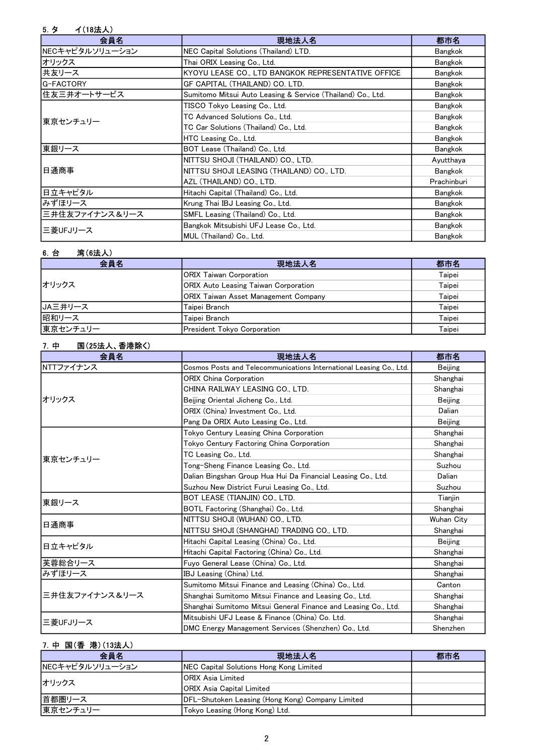5. タ　　イ(18法人)

| 会員名 | 現地法人名 | 都市名 |
| --- | --- | --- |
| NECキャピタルソリューション | NEC Capital Solutions (Thailand) LTD. | Bangkok |
| オリックス | Thai ORIX Leasing Co., Ltd. | Bangkok |
| 共友リース | KYOYU LEASE CO., LTD BANGKOK REPRESENTATIVE OFFICE | Bangkok |
| G-FACTORY | GF CAPITAL (THAILAND) CO. LTD. | Bangkok |
| 住友三井オートサービス | Sumitomo Mitsui Auto Leasing & Service (Thailand) Co., Ltd. | Bangkok |
| 東京センチュリー | TISCO Tokyo Leasing Co., Ltd. | Bangkok |
| | TC Advanced Solutions Co., Ltd. | Bangkok |
| | TC Car Solutions (Thailand) Co., Ltd. | Bangkok |
| | HTC Leasing Co., Ltd. | Bangkok |
| 東銀リース | BOT Lease (Thailand) Co., Ltd. | Bangkok |
| 日通商事 | NITTSU SHOJI (THAILAND) CO., LTD. | Ayutthaya |
| | NITTSU SHOJI LEASING (THAILAND) CO., LTD. | Bangkok |
| | AZL (THAILAND) CO., LTD. | Prachinburi |
| 日立キャピタル | Hitachi Capital (Thailand) Co., Ltd. | Bangkok |
| みずほリース | Krung Thai IBJ Leasing Co., Ltd. | Bangkok |
| 三井住友ファイナンス＆リース | SMFL Leasing (Thailand) Co., Ltd. | Bangkok |
| 三菱UFJリース | Bangkok Mitsubishi UFJ Lease Co., Ltd. | Bangkok |
| | MUL (Thailand) Co., Ltd. | Bangkok |

6. 台　　湾(6法人)

| 会員名 | 現地法人名 | 都市名 |
| --- | --- | --- |
| オリックス | ORIX Taiwan Corporation | Taipei |
| | ORIX Auto Leasing Taiwan Corporation | Taipei |
| | ORIX Taiwan Asset Management Company | Taipei |
| JA三井リース | Taipei Branch | Taipei |
| 昭和リース | Taipei Branch | Taipei |
| 東京センチュリー | President Tokyo Corporation | Taipei |

7. 中　　国(25法人、香港除く)

| 会員名 | 現地法人名 | 都市名 |
| --- | --- | --- |
| NTTファイナンス | Cosmos Posts and Telecommunications International Leasing Co., Ltd. | Beijing |
| オリックス | ORIX China Corporation | Shanghai |
| | CHINA RAILWAY LEASING CO., LTD. | Shanghai |
| | Beijing Oriental Jicheng Co., Ltd. | Beijing |
| | ORIX (China) Investment Co., Ltd. | Dalian |
| | Pang Da ORIX Auto Leasing Co., Ltd. | Beijing |
| 東京センチュリー | Tokyo Century Leasing China Corporation | Shanghai |
| | Tokyo Century Factoring China Corporation | Shanghai |
| | TC Leasing Co., Ltd. | Shanghai |
| | Tong-Sheng Finance Leasing Co., Ltd. | Suzhou |
| | Dalian Bingshan Group Hua Hui Da Financial Leasing Co., Ltd. | Dalian |
| | Suzhou New District Furui Leasing Co., Ltd. | Suzhou |
| 東銀リース | BOT LEASE (TIANJIN) CO., LTD. | Tianjin |
| | BOTL Factoring (Shanghai) Co., Ltd. | Shanghai |
| 日通商事 | NITTSU SHOJI (WUHAN) CO., LTD. | Wuhan City |
| | NITTSU SHOJI (SHANGHAI) TRADING CO., LTD. | Shanghai |
| 日立キャピタル | Hitachi Capital Leasing (China) Co., Ltd. | Beijing |
| | Hitachi Capital Factoring (China) Co., Ltd. | Shanghai |
| 芙蓉総合リース | Fuyo General Lease (China) Co., Ltd. | Shanghai |
| みずほリース | IBJ Leasing (China) Ltd. | Shanghai |
| 三井住友ファイナンス＆リース | Sumitomo Mitsui Finance and Leasing (China) Co., Ltd. | Canton |
| | Shanghai Sumitomo Mitsui Finance and Leasing Co., Ltd. | Shanghai |
| | Shanghai Sumitomo Mitsui General Finance and Leasing Co., Ltd. | Shanghai |
| 三菱UFJリース | Mitsubishi UFJ Lease & Finance (China) Co. Ltd. | Shanghai |
| | DMC Energy Management Services (Shenzhen) Co., Ltd. | Shenzhen |

7. 中 国(香 港)(13法人)

| 会員名 | 現地法人名 | 都市名 |
| --- | --- | --- |
| NECキャピタルソリューション | NEC Capital Solutions Hong Kong Limited | |
| オリックス | ORIX Asia Limited | |
| | ORIX Asia Capital Limited | |
| 首都圏リース | DFL-Shutoken Leasing (Hong Kong) Company Limited | |
| 東京センチュリー | Tokyo Leasing (Hong Kong) Ltd. | |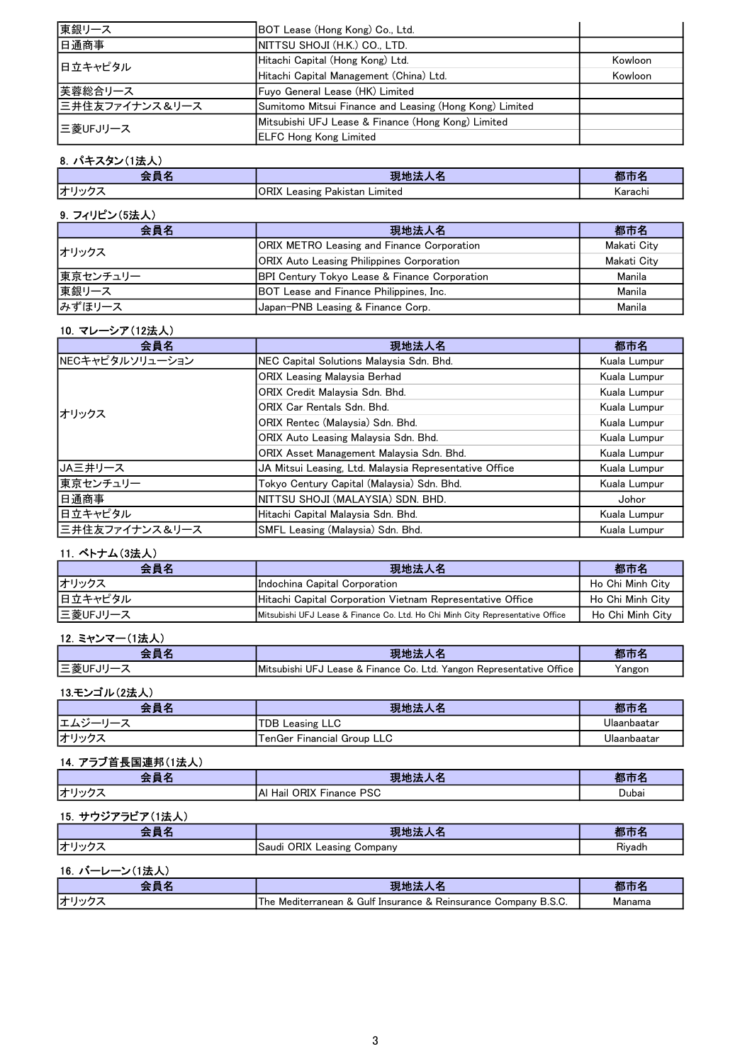| | | |
|---|---|---|
| 東銀リース | BOT Lease (Hong Kong) Co., Ltd. | |
| 日通商事 | NITTSU SHOJI (H.K.) CO., LTD. | |
| 日立キャピタル | Hitachi Capital (Hong Kong) Ltd. | Kowloon |
| | Hitachi Capital Management (China) Ltd. | Kowloon |
| 芙蓉総合リース | Fuyo General Lease (HK) Limited | |
| 三井住友ファイナンス&リース | Sumitomo Mitsui Finance and Leasing (Hong Kong) Limited | |
| 三菱UFJリース | Mitsubishi UFJ Lease & Finance (Hong Kong) Limited | |
| | ELFC Hong Kong Limited | |

8. パキスタン(1法人)

| 会員名 | 現地法人名 | 都市名 |
|---|---|---|
| オリックス | ORIX Leasing Pakistan Limited | Karachi |

9. フィリピン(5法人)

| 会員名 | 現地法人名 | 都市名 |
|---|---|---|
| オリックス | ORIX METRO Leasing and Finance Corporation | Makati City |
| | ORIX Auto Leasing Philippines Corporation | Makati City |
| 東京センチュリー | BPI Century Tokyo Lease & Finance Corporation | Manila |
| 東銀リース | BOT Lease and Finance Philippines, Inc. | Manila |
| みずほリース | Japan-PNB Leasing & Finance Corp. | Manila |

10. マレーシア(12法人)

| 会員名 | 現地法人名 | 都市名 |
|---|---|---|
| NECキャピタルソリューション | NEC Capital Solutions Malaysia Sdn. Bhd. | Kuala Lumpur |
| オリックス | ORIX Leasing Malaysia Berhad | Kuala Lumpur |
| | ORIX Credit Malaysia Sdn. Bhd. | Kuala Lumpur |
| | ORIX Car Rentals Sdn. Bhd. | Kuala Lumpur |
| | ORIX Rentec (Malaysia) Sdn. Bhd. | Kuala Lumpur |
| | ORIX Auto Leasing Malaysia Sdn. Bhd. | Kuala Lumpur |
| | ORIX Asset Management Malaysia Sdn. Bhd. | Kuala Lumpur |
| JA三井リース | JA Mitsui Leasing, Ltd. Malaysia Representative Office | Kuala Lumpur |
| 東京センチュリー | Tokyo Century Capital (Malaysia) Sdn. Bhd. | Kuala Lumpur |
| 日通商事 | NITTSU SHOJI (MALAYSIA) SDN. BHD. | Johor |
| 日立キャピタル | Hitachi Capital Malaysia Sdn. Bhd. | Kuala Lumpur |
| 三井住友ファイナンス&リース | SMFL Leasing (Malaysia) Sdn. Bhd. | Kuala Lumpur |

11. ベトナム(3法人)

| 会員名 | 現地法人名 | 都市名 |
|---|---|---|
| オリックス | Indochina Capital Corporation | Ho Chi Minh City |
| 日立キャピタル | Hitachi Capital Corporation Vietnam Representative Office | Ho Chi Minh City |
| 三菱UFJリース | Mitsubishi UFJ Lease & Finance Co. Ltd. Ho Chi Minh City Representative Office | Ho Chi Minh City |

12. ミャンマー(1法人)

| 会員名 | 現地法人名 | 都市名 |
|---|---|---|
| 三菱UFJリース | Mitsubishi UFJ Lease & Finance Co. Ltd. Yangon Representative Office | Yangon |

13.モンゴル(2法人)

| 会員名 | 現地法人名 | 都市名 |
|---|---|---|
| エムジーリース | TDB Leasing LLC | Ulaanbaatar |
| オリックス | TenGer Financial Group LLC | Ulaanbaatar |

14. アラブ首長国連邦(1法人)

| 会員名 | 現地法人名 | 都市名 |
|---|---|---|
| オリックス | Al Hail ORIX Finance PSC | Dubai |

15. サウジアラビア(1法人)

| 会員名 | 現地法人名 | 都市名 |
|---|---|---|
| オリックス | Saudi ORIX Leasing Company | Riyadh |

16. バーレーン(1法人)

| 会員名 | 現地法人名 | 都市名 |
|---|---|---|
| オリックス | The Mediterranean & Gulf Insurance & Reinsurance Company B.S.C. | Manama |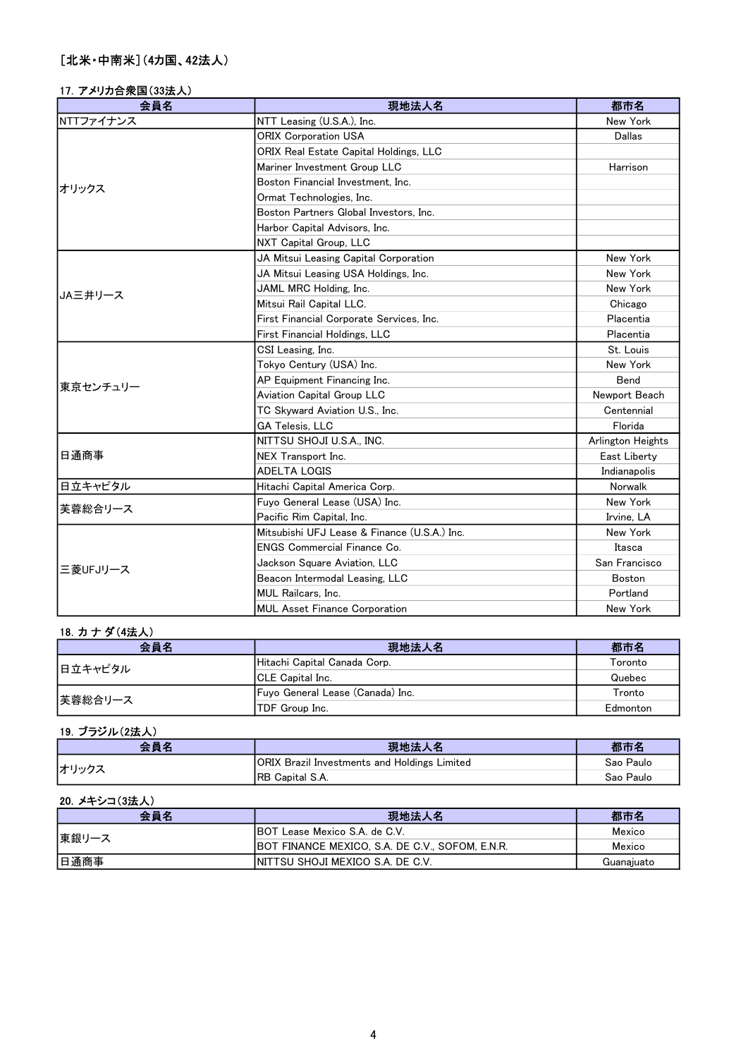## [北米・中南米] (4カ国、42法人)

### 17. アメリカ合衆国(33法人)

| 会員名 | 現地法人名 | 都市名 |
| --- | --- | --- |
| NTTファイナンス | NTT Leasing (U.S.A.), Inc. | New York |
| オリックス | ORIX Corporation USA | Dallas |
| | ORIX Real Estate Capital Holdings, LLC | |
| | Mariner Investment Group LLC | Harrison |
| | Boston Financial Investment, Inc. | |
| | Ormat Technologies, Inc. | |
| | Boston Partners Global Investors, Inc. | |
| | Harbor Capital Advisors, Inc. | |
| | NXT Capital Group, LLC | |
| JA三井リース | JA Mitsui Leasing Capital Corporation | New York |
| | JA Mitsui Leasing USA Holdings, Inc. | New York |
| | JAML MRC Holding, Inc. | New York |
| | Mitsui Rail Capital LLC. | Chicago |
| | First Financial Corporate Services, Inc. | Placentia |
| | First Financial Holdings, LLC | Placentia |
| 東京センチュリー | CSI Leasing, Inc. | St. Louis |
| | Tokyo Century (USA) Inc. | New York |
| | AP Equipment Financing Inc. | Bend |
| | Aviation Capital Group LLC | Newport Beach |
| | TC Skyward Aviation U.S., Inc. | Centennial |
| | GA Telesis, LLC | Florida |
| 日通商事 | NITTSU SHOJI U.S.A., INC. | Arlington Heights |
| | NEX Transport Inc. | East Liberty |
| | ADELTA LOGIS | Indianapolis |
| 日立キャピタル | Hitachi Capital America Corp. | Norwalk |
| 芙蓉総合リース | Fuyo General Lease (USA) Inc. | New York |
| | Pacific Rim Capital, Inc. | Irvine, LA |
| 三菱UFJリース | Mitsubishi UFJ Lease & Finance (U.S.A.) Inc. | New York |
| | ENGS Commercial Finance Co. | Itasca |
| | Jackson Square Aviation, LLC | San Francisco |
| | Beacon Intermodal Leasing, LLC | Boston |
| | MUL Railcars, Inc. | Portland |
| | MUL Asset Finance Corporation | New York |

### 18. カナダ(4法人)

| 会員名 | 現地法人名 | 都市名 |
| --- | --- | --- |
| 日立キャピタル | Hitachi Capital Canada Corp. | Toronto |
| | CLE Capital Inc. | Quebec |
| 芙蓉総合リース | Fuyo General Lease (Canada) Inc. | Tronto |
| | TDF Group Inc. | Edmonton |

### 19. ブラジル(2法人)

| 会員名 | 現地法人名 | 都市名 |
| --- | --- | --- |
| オリックス | ORIX Brazil Investments and Holdings Limited | Sao Paulo |
| | RB Capital S.A. | Sao Paulo |

### 20. メキシコ(3法人)

| 会員名 | 現地法人名 | 都市名 |
| --- | --- | --- |
| 東銀リース | BOT Lease Mexico S.A. de C.V. | Mexico |
| | BOT FINANCE MEXICO, S.A. DE C.V., SOFOM, E.N.R. | Mexico |
| 日通商事 | NITTSU SHOJI MEXICO S.A. DE C.V. | Guanajuato |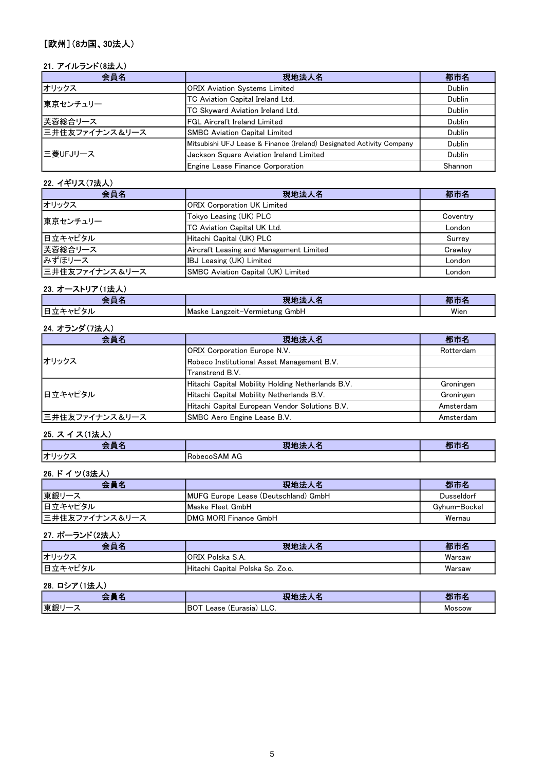## [欧州]（8カ国、30法人）

### 21. アイルランド（8法人）

| 会員名 | 現地法人名 | 都市名 |
| --- | --- | --- |
| オリックス | ORIX Aviation Systems Limited | Dublin |
| 東京センチュリー | TC Aviation Capital Ireland Ltd. | Dublin |
| | TC Skyward Aviation Ireland Ltd. | Dublin |
| 芙蓉総合リース | FGL Aircraft Ireland Limited | Dublin |
| 三井住友ファイナンス＆リース | SMBC Aviation Capital Limited | Dublin |
| 三菱UFJリース | Mitsubishi UFJ Lease & Finance (Ireland) Designated Activity Company | Dublin |
| | Jackson Square Aviation Ireland Limited | Dublin |
| | Engine Lease Finance Corporation | Shannon |

### 22. イギリス（7法人）

| 会員名 | 現地法人名 | 都市名 |
| --- | --- | --- |
| オリックス | ORIX Corporation UK Limited | |
| 東京センチュリー | Tokyo Leasing (UK) PLC | Coventry |
| | TC Aviation Capital UK Ltd. | London |
| 日立キャピタル | Hitachi Capital (UK) PLC | Surrey |
| 芙蓉総合リース | Aircraft Leasing and Management Limited | Crawley |
| みずほリース | IBJ Leasing (UK) Limited | London |
| 三井住友ファイナンス＆リース | SMBC Aviation Capital (UK) Limited | London |

### 23. オーストリア（1法人）

| 会員名 | 現地法人名 | 都市名 |
| --- | --- | --- |
| 日立キャピタル | Maske Langzeit-Vermietung GmbH | Wien |

### 24. オランダ（7法人）

| 会員名 | 現地法人名 | 都市名 |
| --- | --- | --- |
| オリックス | ORIX Corporation Europe N.V. | Rotterdam |
| | Robeco Institutional Asset Management B.V. | |
| | Transtrend B.V. | |
| 日立キャピタル | Hitachi Capital Mobility Holding Netherlands B.V. | Groningen |
| | Hitachi Capital Mobility Netherlands B.V. | Groningen |
| | Hitachi Capital European Vendor Solutions B.V. | Amsterdam |
| 三井住友ファイナンス＆リース | SMBC Aero Engine Lease B.V. | Amsterdam |

### 25. スイス（1法人）

| 会員名 | 現地法人名 | 都市名 |
| --- | --- | --- |
| オリックス | RobecoSAM AG | |

### 26. ドイツ（3法人）

| 会員名 | 現地法人名 | 都市名 |
| --- | --- | --- |
| 東銀リース | MUFG Europe Lease (Deutschland) GmbH | Dusseldorf |
| 日立キャピタル | Maske Fleet GmbH | Gyhum-Bockel |
| 三井住友ファイナンス＆リース | DMG MORI Finance GmbH | Wernau |

### 27. ポーランド（2法人）

| 会員名 | 現地法人名 | 都市名 |
| --- | --- | --- |
| オリックス | ORIX Polska S.A. | Warsaw |
| 日立キャピタル | Hitachi Capital Polska Sp. Zo.o. | Warsaw |

### 28. ロシア（1法人）

| 会員名 | 現地法人名 | 都市名 |
| --- | --- | --- |
| 東銀リース | BOT Lease (Eurasia) LLC. | Moscow |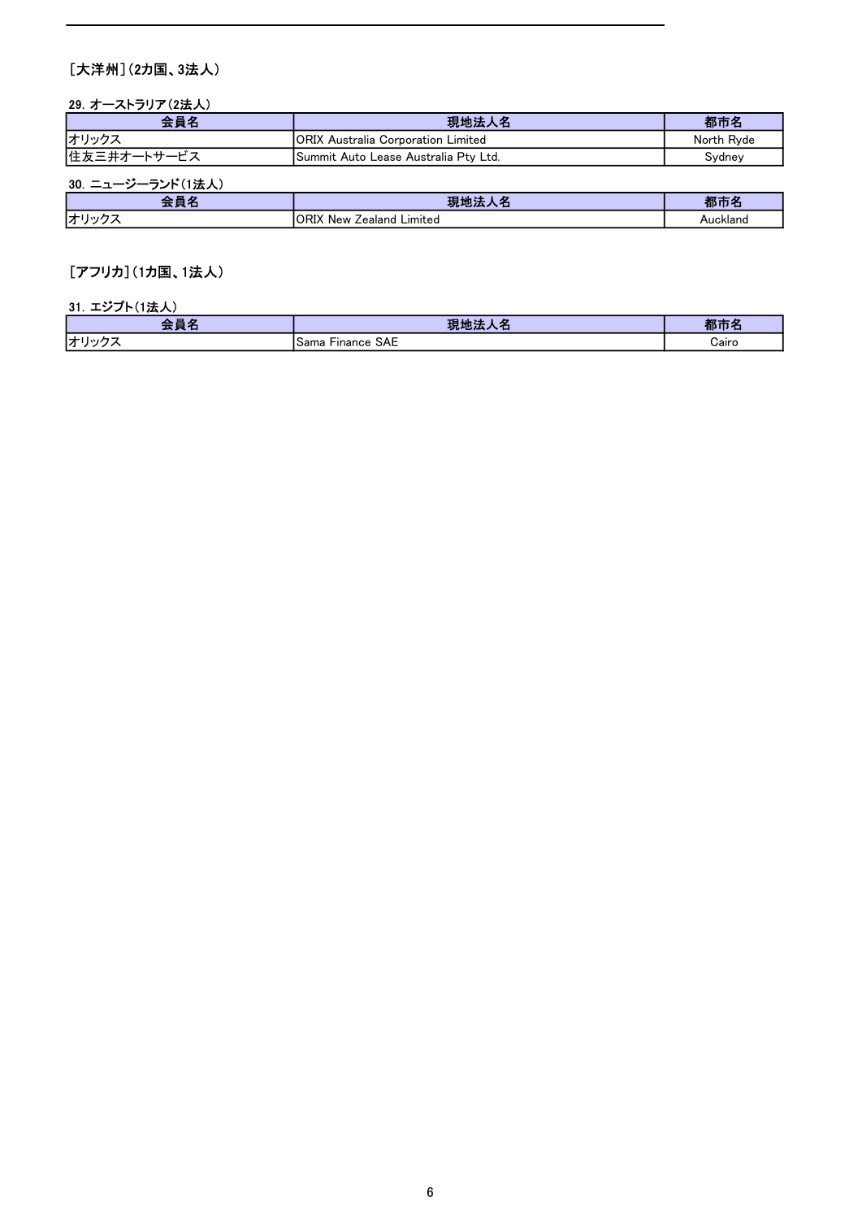## [大洋州]（2カ国、3法人）

### 29. オーストラリア（2法人）

| 会員名 | 現地法人名 | 都市名 |
| --- | --- | --- |
| オリックス | ORIX Australia Corporation Limited | North Ryde |
| 住友三井オートサービス | Summit Auto Lease Australia Pty Ltd. | Sydney |

### 30. ニュージーランド（1法人）

| 会員名 | 現地法人名 | 都市名 |
| --- | --- | --- |
| オリックス | ORIX New Zealand Limited | Auckland |

## [アフリカ]（1カ国、1法人）

### 31. エジプト（1法人）

| 会員名 | 現地法人名 | 都市名 |
| --- | --- | --- |
| オリックス | Sama Finance SAE | Cairo |